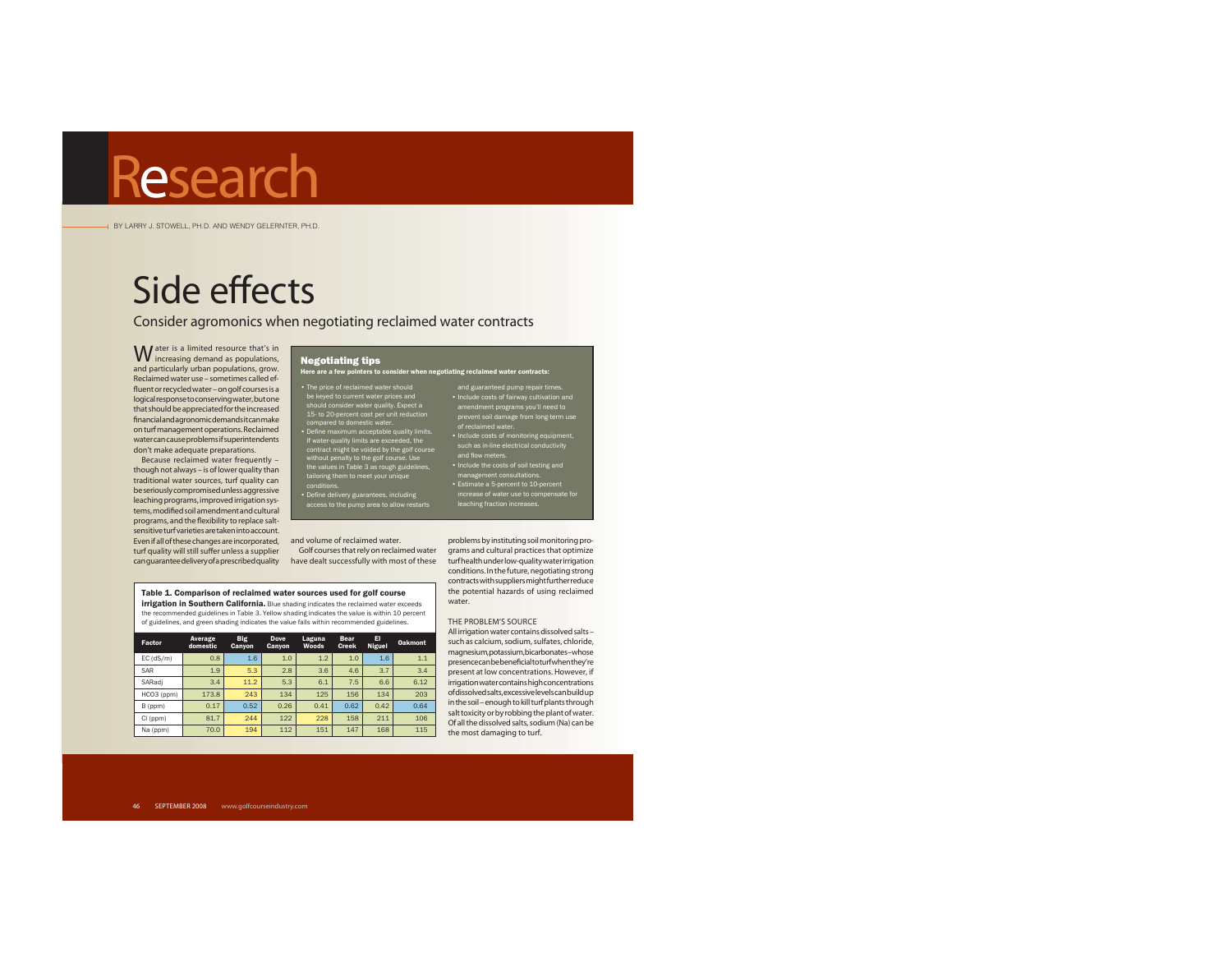# Research

BY LARRY J. STOWELL, PH.D. AND WENDY GELERNTER, PH.D.

# Side effects

## Consider agromonics when negotiating reclaimed water contracts

Water is a limited resource that's in increasing demand as populations, and particularly urban populations, grow. Reclaimed water use – sometimes called effluent or recycled water – on golf courses is a logical response to conserving water, but one that should be appreciated for the increased financial and agronomic demands it can make on turf management operations. Reclaimed water can cause problems if superintendents don't make adequate preparations.

Because reclaimed water frequently – though not always – is of lower quality than traditional water sources, turf quality can be seriously compromised unless aggressive leaching programs, improved irrigation systems, modified soil amendment and cultural programs, and the flexibility to replace salt-sensitive turf varieties are taken into account. Even if all of these changes are incorporated, turf quality will still suffer unless a supplier can guarantee delivery of a prescribed quality and volume of reclaimed water.

Golf courses that rely on reclaimed water have dealt successfully with most of these problems by instituting soil monitoring programs and cultural practices that optimize turf health under low-quality water irrigation conditions. In the future, negotiating strong contracts with suppliers might further reduce the potential hazards of using reclaimed water.

### Negotiating tips

**Here are a few pointers to consider when negotiating reclaimed water contracts:**

- The price of reclaimed water should be keyed to current water prices and should consider water quality. Expect a 15- to 20-percent cost per unit reduction compared to domestic water.
- Define maximum acceptable quality limits. If water-quality limits are exceeded, the contract might be voided by the golf course without penalty to the golf course. Use the values in Table 3 as rough guidelines, tailoring them to meet your unique conditions.
- Define delivery guarantees, including access to the pump area to allow restarts and guaranteed pump repair times.
- Include costs of fairway cultivation and amendment programs you'll need to prevent soil damage from long-term use of reclaimed water.
- Include costs of monitoring equipment, such as in-line electrical conductivity and flow meters.
- Include the costs of soil testing and management consultations.
- Estimate a 5-percent to 10-percent increase of water use to compensate for leaching fraction increases.

**Table 1. Comparison of reclaimed water sources used for golf course irrigation in Southern California.** Blue shading indicates the reclaimed water exceeds the recommended guidelines in Table 3. Yellow shading indicates the value is within 10 percent of guidelines, and green shading indicates the value falls within recommended guidelines.

| Factor | Average domestic | Big Canyon | Dove Canyon | Laguna Woods | Bear Creek | El Niguel | Oakmont |
|---|---|---|---|---|---|---|---|
| EC (dS/m) | 0.8 | 1.6 | 1.0 | 1.2 | 1.0 | 1.6 | 1.1 |
| SAR | 1.9 | 5.3 | 2.8 | 3.6 | 4.6 | 3.7 | 3.4 |
| SARadj | 3.4 | 11.2 | 5.3 | 6.1 | 7.5 | 6.6 | 6.12 |
| HCO3 (ppm) | 173.8 | 243 | 134 | 125 | 156 | 134 | 203 |
| B (ppm) | 0.17 | 0.52 | 0.26 | 0.41 | 0.62 | 0.42 | 0.64 |
| Cl (ppm) | 81.7 | 244 | 122 | 228 | 158 | 211 | 106 |
| Na (ppm) | 70.0 | 194 | 112 | 151 | 147 | 168 | 115 |

### THE PROBLEM'S SOURCE

All irrigation water contains dissolved salts – such as calcium, sodium, sulfates, chloride, magnesium, potassium, bicarbonates – whose presence can be beneficial to turf when they're present at low concentrations. However, if irrigation water contains high concentrations of dissolved salts, excessive levels can build up in the soil – enough to kill turf plants through salt toxicity or by robbing the plant of water. Of all the dissolved salts, sodium (Na) can be the most damaging to turf.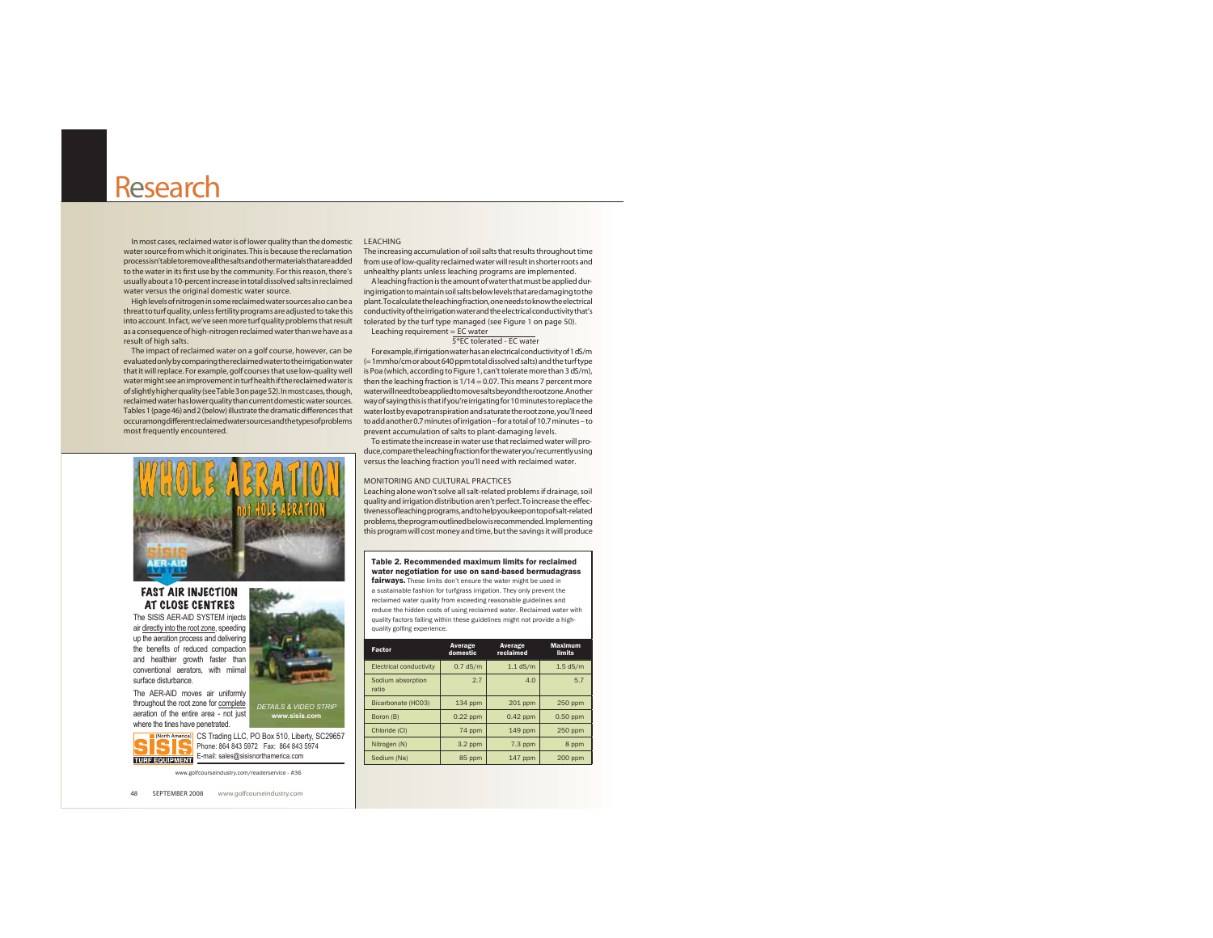# Research

In most cases, reclaimed water is of lower quality than the domestic water source from which it originates. This is because the reclamation process isn't able to remove all the salts and other materials that are added to the water in its first use by the community. For this reason, there's usually about a 10-percent increase in total dissolved salts in reclaimed water versus the original domestic water source.

High levels of nitrogen in some reclaimed water sources also can be a threat to turf quality, unless fertility programs are adjusted to take this into account. In fact, we've seen more turf quality problems that result as a consequence of high-nitrogen reclaimed water than we have as a result of high salts.

The impact of reclaimed water on a golf course, however, can be evaluated only by comparing the reclaimed water to the irrigation water that it will replace. For example, golf courses that use low-quality well water might see an improvement in turf health if the reclaimed water is of slightly higher quality (see Table 3 on page 52). In most cases, though, reclaimed water has lower quality than current domestic water sources. Tables 1 (page 46) and 2 (below) illustrate the dramatic differences that occur among different reclaimed water sources and the types of problems most frequently encountered.

## LEACHING

The increasing accumulation of soil salts that results throughout time from use of low-quality reclaimed water will result in shorter roots and unhealthy plants unless leaching programs are implemented.

A leaching fraction is the amount of water that must be applied during irrigation to maintain soil salts below levels that are damaging to the plant. To calculate the leaching fraction, one needs to know the electrical conductivity of the irrigation water and the electrical conductivity that's tolerated by the turf type managed (see Figure 1 on page 50).

$$\text{Leaching requirement} = \frac{\text{EC water}}{5 \times \text{EC tolerated} - \text{EC water}}$$

For example, if irrigation water has an electrical conductivity of 1 dS/m (= 1 mmho/cm or about 640 ppm total dissolved salts) and the turf type is Poa (which, according to Figure 1, can't tolerate more than 3 dS/m), then the leaching fraction is 1/14 = 0.07. This means 7 percent more water will need to be applied to move salts beyond the root zone. Another way of saying this is that if you're irrigating for 10 minutes to replace the water lost by evapotranspiration and saturate the root zone, you'll need to add another 0.7 minutes of irrigation – for a total of 10.7 minutes – to prevent accumulation of salts to plant-damaging levels.

To estimate the increase in water use that reclaimed water will produce, compare the leaching fraction for the water you're currently using versus the leaching fraction you'll need with reclaimed water.

## MONITORING AND CULTURAL PRACTICES

Leaching alone won't solve all salt-related problems if drainage, soil quality and irrigation distribution aren't perfect. To increase the effectiveness of leaching programs, and to help you keep on top of salt-related problems, the program outlined below is recommended. Implementing this program will cost money and time, but the savings it will produce

**Table 2. Recommended maximum limits for reclaimed water negotiation for use on sand-based bermudagrass fairways.** These limits don't ensure the water might be used in a sustainable fashion for turfgrass irrigation. They only prevent the reclaimed water quality from exceeding reasonable guidelines and reduce the hidden costs of using reclaimed water. Reclaimed water with quality factors falling within these guidelines might not provide a high-quality golfing experience.

| Factor | Average domestic | Average reclaimed | Maximum limits |
|---|---|---|---|
| Electrical conductivity | 0.7 dS/m | 1.1 dS/m | 1.5 dS/m |
| Sodium absorption ratio | 2.7 | 4.0 | 5.7 |
| Bicarbonate (HCO3) | 134 ppm | 201 ppm | 250 ppm |
| Boron (B) | 0.22 ppm | 0.42 ppm | 0.50 ppm |
| Chloride (Cl) | 74 ppm | 149 ppm | 250 ppm |
| Nitrogen (N) | 3.2 ppm | 7.3 ppm | 8 ppm |
| Sodium (Na) | 85 ppm | 147 ppm | 200 ppm |

WHOLE AERATION not HOLE AERATION

SISIS AER-AID SYSTEM

FAST AIR INJECTION AT CLOSE CENTRES

The SISIS AER-AID SYSTEM injects air directly into the root zone, speeding up the aeration process and delivering the benefits of reduced compaction and healthier growth faster than conventional aerators, with mimal surface disturbance.

The AER-AID moves air uniformly throughout the root zone for complete aeration of the entire area - not just where the tines have penetrated.

DETAILS & VIDEO STRIP www.sisis.com

SISIS (North America) TURF EQUIPMENT — CS Trading LLC, PO Box 510, Liberty, SC29657 Phone: 864 843 5972 Fax: 864 843 5974 E-mail: sales@sisisnorthamerica.com

www.golfcourseindustry.com/readerservice - #36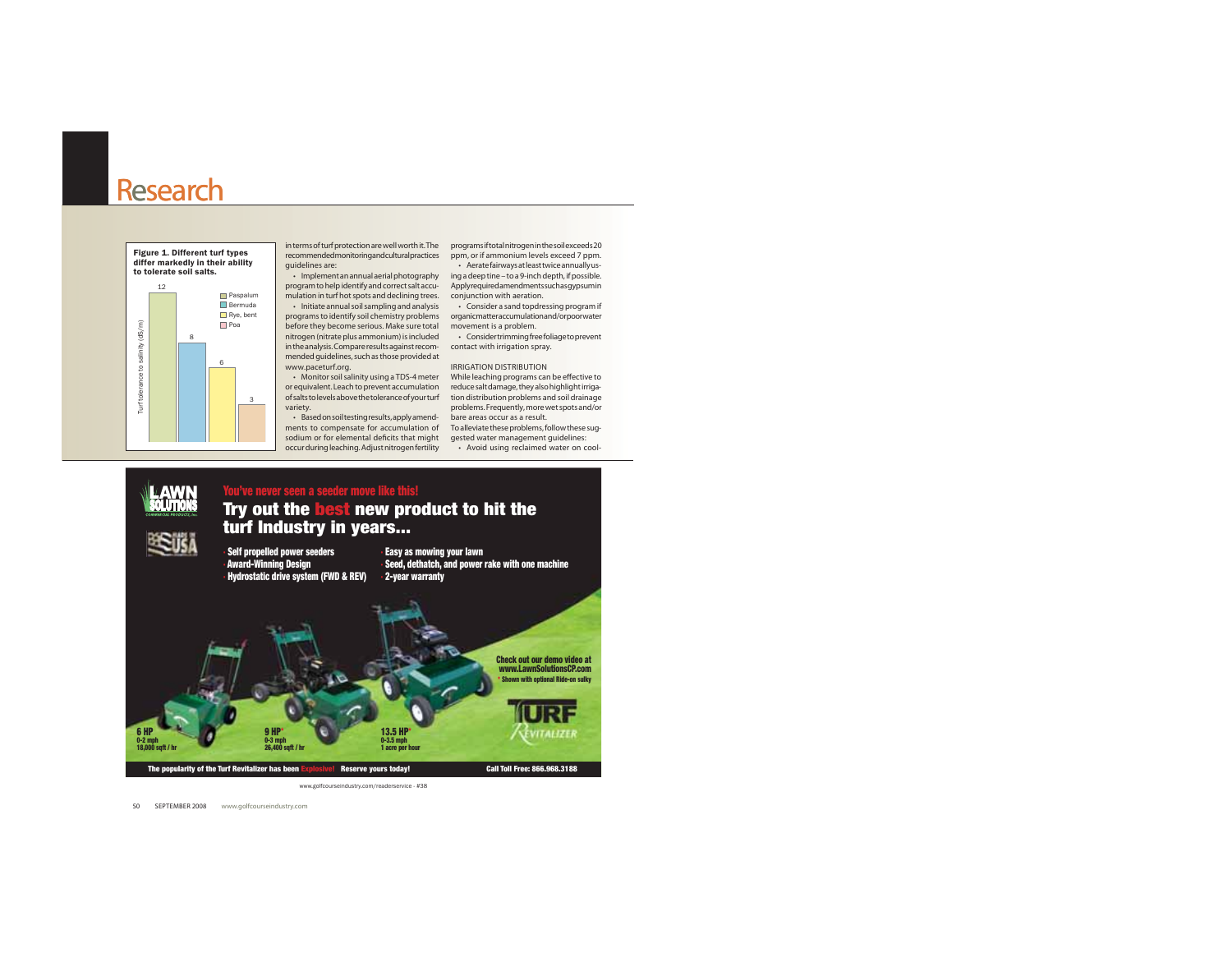# Research

**Figure 1. Different turf types differ markedly in their ability to tolerate soil salts.**

| Turf type | Turf tolerance to salinity (dS/m) |
|---|---|
| Paspalum | 12 |
| Bermuda | 8 |
| Rye, bent | 6 |
| Poa | 3 |

in terms of turf protection are well worth it. The recommended monitoring and cultural practices guidelines are:

- Implement an annual aerial photography program to help identify and correct salt accumulation in turf hot spots and declining trees.
- Initiate annual soil sampling and analysis programs to identify soil chemistry problems before they become serious. Make sure total nitrogen (nitrate plus ammonium) is included in the analysis. Compare results against recommended guidelines, such as those provided at www.paceturf.org.
- Monitor soil salinity using a TDS-4 meter or equivalent. Leach to prevent accumulation of salts to levels above the tolerance of your turf variety.
- Based on soil testing results, apply amendments to compensate for accumulation of sodium or for elemental deficits that might occur during leaching. Adjust nitrogen fertility programs if total nitrogen in the soil exceeds 20 ppm, or if ammonium levels exceed 7 ppm.
- Aerate fairways at least twice annually using a deep tine – to a 9-inch depth, if possible. Apply required amendments such as gypsum in conjunction with aeration.
- Consider a sand topdressing program if organic matter accumulation and/or poor water movement is a problem.
- Consider trimming free foliage to prevent contact with irrigation spray.

## IRRIGATION DISTRIBUTION

While leaching programs can be effective to reduce salt damage, they also highlight irrigation distribution problems and soil drainage problems. Frequently, more wet spots and/or bare areas occur as a result.

To alleviate these problems, follow these suggested water management guidelines:

- Avoid using reclaimed water on cool-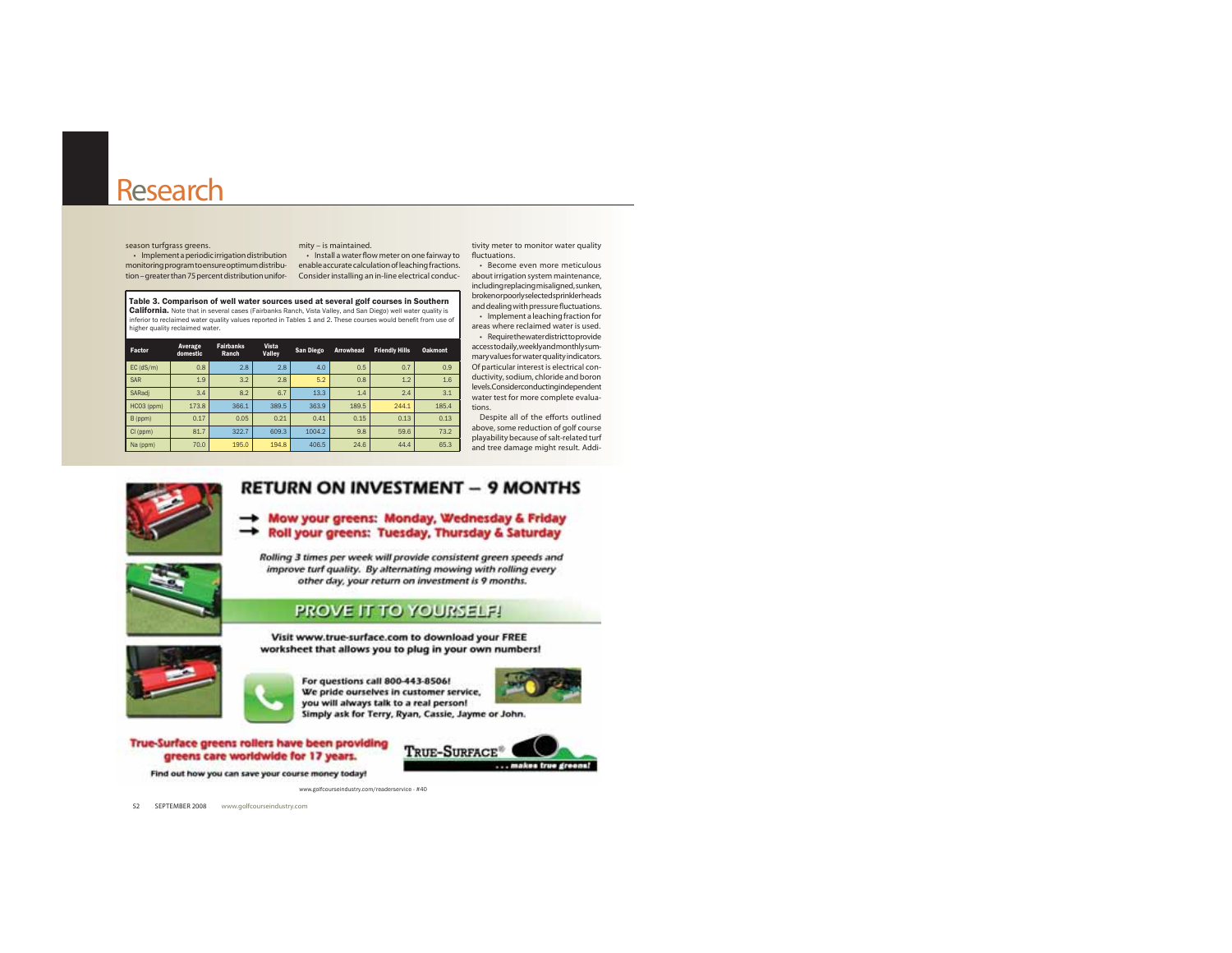season turfgrass greens.

- Implement a periodic irrigation distribution monitoring program to ensure optimum distribution – greater than 75 percent distribution uniformity – is maintained.
- Install a water flow meter on one fairway to enable accurate calculation of leaching fractions. Consider installing an in-line electrical conductivity meter to monitor water quality fluctuations.
- Become even more meticulous about irrigation system maintenance, including replacing misaligned, sunken, broken or poorly selected sprinkler heads and dealing with pressure fluctuations.
- Implement a leaching fraction for areas where reclaimed water is used.
- Require the water district to provide access to daily, weekly and monthly summary values for water quality indicators. Of particular interest is electrical conductivity, sodium, chloride and boron levels. Consider conducting independent water test for more complete evaluations.

Despite all of the efforts outlined above, some reduction of golf course playability because of salt-related turf and tree damage might result. Addi-

**Table 3. Comparison of well water sources used at several golf courses in Southern California.** Note that in several cases (Fairbanks Ranch, Vista Valley, and San Diego) well water quality is inferior to reclaimed water quality values reported in Tables 1 and 2. These courses would benefit from use of higher quality reclaimed water.

| Factor | Average domestic | Fairbanks Ranch | Vista Valley | San Diego | Arrowhead | Friendly Hills | Oakmont |
|---|---|---|---|---|---|---|---|
| EC (dS/m) | 0.8 | 2.8 | 2.8 | 4.0 | 0.5 | 0.7 | 0.9 |
| SAR | 1.9 | 3.2 | 2.8 | 5.2 | 0.8 | 1.2 | 1.6 |
| SARadj | 3.4 | 8.2 | 6.7 | 13.3 | 1.4 | 2.4 | 3.1 |
| $HCO_3$ (ppm) | 173.8 | 366.1 | 389.5 | 363.9 | 189.5 | 244.1 | 185.4 |
| B (ppm) | 0.17 | 0.05 | 0.21 | 0.41 | 0.15 | 0.13 | 0.13 |
| Cl (ppm) | 81.7 | 322.7 | 609.3 | 1004.2 | 9.8 | 59.6 | 73.2 |
| Na (ppm) | 70.0 | 195.0 | 194.8 | 406.5 | 24.6 | 44.4 | 65.3 |

RETURN ON INVESTMENT – 9 MONTHS

→ Mow your greens: Monday, Wednesday & Friday
→ Roll your greens: Tuesday, Thursday & Saturday

*Rolling 3 times per week will provide consistent green speeds and improve turf quality. By alternating mowing with rolling every other day, your return on investment is 9 months.*

PROVE IT TO YOURSELF!

Visit www.true-surface.com to download your FREE worksheet that allows you to plug in your own numbers!

For questions call 800-443-8506! We pride ourselves in customer service, you will always talk to a real person! Simply ask for Terry, Ryan, Cassie, Jayme or John.

True-Surface greens rollers have been providing greens care worldwide for 17 years.

Find out how you can save your course money today!

TRUE-SURFACE® ...makes true greens!

www.golfcourseindustry.com/readerservice - #40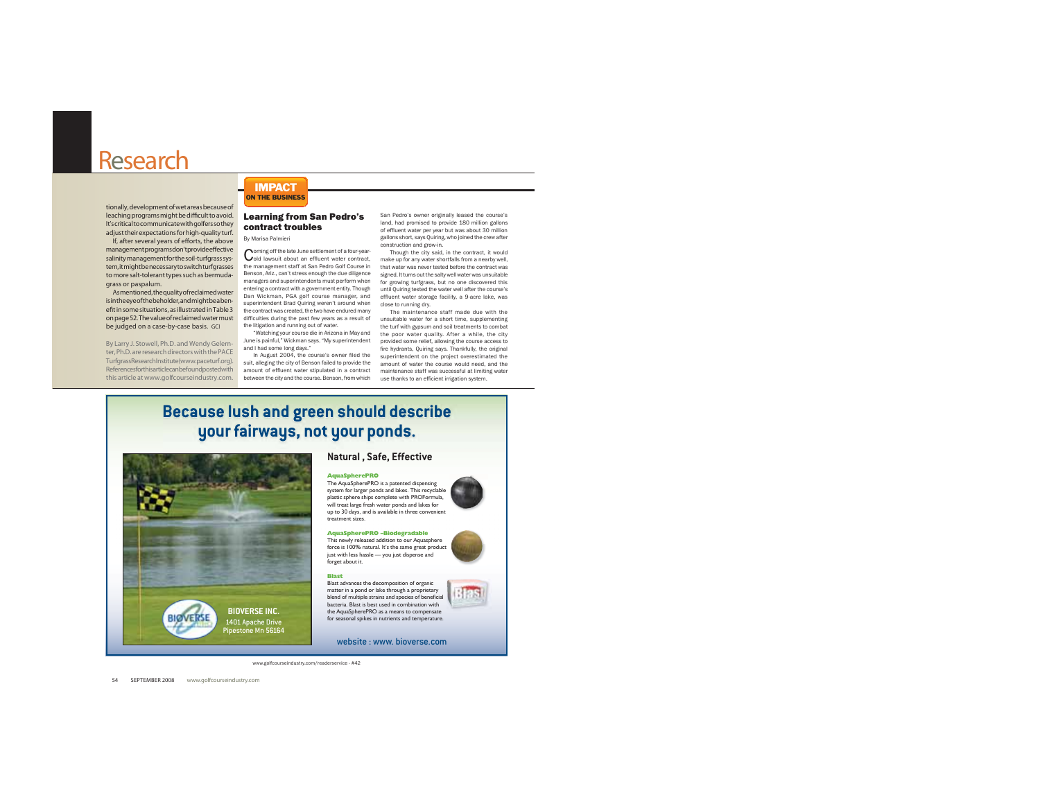# Research

tionally, development of wet areas because of leaching programs might be difficult to avoid. It's critical to communicate with golfers so they adjust their expectations for high-quality turf.

If, after several years of efforts, the above management programs don't provide effective salinity management for the soil-turfgrass system, it might be necessary to switch turfgrasses to more salt-tolerant types such as bermudagrass or paspalum.

As mentioned, the quality of reclaimed water is in the eye of the beholder, and might be a benefit in some situations, as illustrated in Table 3 on page 52. The value of reclaimed water must be judged on a case-by-case basis. GCI

By Larry J. Stowell, Ph.D. and Wendy Gelernter, Ph.D. are research directors with the PACE Turfgrass Research Institute (www.paceturf.org). References for this article can be found posted with this article at www.golfcourseindustry.com.

**IMPACT ON THE BUSINESS**

## Learning from San Pedro's contract troubles

By Marisa Palmieri

Coming off the late June settlement of a four-year-old lawsuit about an effluent water contract, the management staff at San Pedro Golf Course in Benson, Ariz., can't stress enough the due diligence managers and superintendents must perform when entering a contract with a government entity. Though Dan Wickman, PGA golf course manager, and superintendent Brad Quiring weren't around when the contract was created, the two have endured many difficulties during the past few years as a result of the litigation and running out of water.

"Watching your course die in Arizona in May and June is painful," Wickman says. "My superintendent and I had some long days."

In August 2004, the course's owner filed the suit, alleging the city of Benson failed to provide the amount of effluent water stipulated in a contract between the city and the course. Benson, from which San Pedro's owner originally leased the course's land, had promised to provide 180 million gallons of effluent water per year but was about 30 million gallons short, says Quiring, who joined the crew after construction and grow-in.

Though the city said, in the contract, it would make up for any water shortfalls from a nearby well, that water was never tested before the contract was signed. It turns out the salty well water was unsuitable for growing turfgrass, but no one discovered this until Quiring tested the water well after the course's effluent water storage facility, a 9-acre lake, was close to running dry.

The maintenance staff made due with the unsuitable water for a short time, supplementing the turf with gypsum and soil treatments to combat the poor water quality. After a while, the city provided some relief, allowing the course access to fire hydrants, Quiring says. Thankfully, the original superintendent on the project overestimated the amount of water the course would need, and the maintenance staff was successful at limiting water use thanks to an efficient irrigation system.

**Because lush and green should describe your fairways, not your ponds.**

**Natural , Safe, Effective**

**AquaSpherePRO**
The AquaSpherePRO is a patented dispensing system for larger ponds and lakes. This recyclable plastic sphere ships complete with PROFormula, will treat large fresh water ponds and lakes for up to 30 days, and is available in three convenient treatment sizes.

**AquaSpherePRO –Biodegradable**
This newly released addition to our Aquasphere force is 100% natural. It's the same great product just with less hassle — you just dispense and forget about it.

**Blast**
Blast advances the decomposition of organic matter in a pond or lake through a proprietary blend of multiple strains and species of beneficial bacteria. Blast is best used in combination with the AquaSpherePRO as a means to compensate for seasonal spikes in nutrients and temperature.

**BIOVERSE INC.**
1401 Apache Drive
Pipestone Mn 56164

website : www. bioverse.com

www.golfcourseindustry.com/readerservice - #42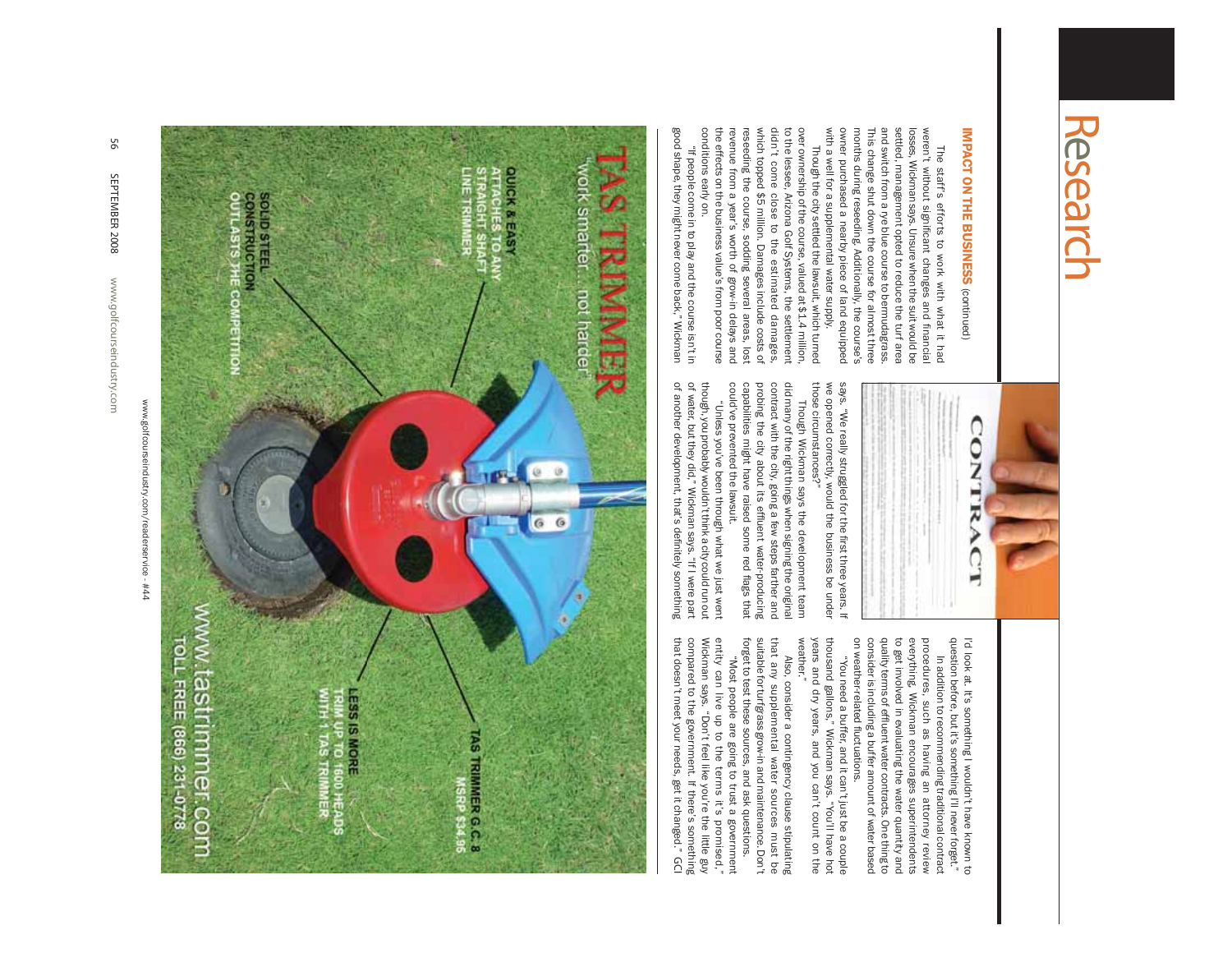# Research

**IMPACT ON THE BUSINESS** (continued)

The staff's efforts to work with what it had weren't without significant changes and financial losses, Wickman says. Unsure when the suit would be settled, management opted to reduce the turf area and switch from a rye blue course to bermudagrass. This change shut down the course for almost three months during reseeding. Additionally, the course's owner purchased a nearby piece of land equipped with a well for a supplemental water supply.

Though the city settled the lawsuit, which turned over ownership of the course, valued at $1.4 million, to the lessee, Arizona Golf Systems, the settlement didn't come close to the estimated damages, which topped $5 million. Damages include costs of reseeding the course, sodding several areas, lost revenue from a year's worth of grow-in delays and the effects on the business value's from poor course conditions early on.

"If people come in to play and the course isn't in good shape, they might never come back," Wickman says. "We really struggled for the first three years. If we opened correctly, would the business be under those circumstances?"

Though Wickman says the development team did many of the right things when signing the original contract with the city, going a few steps farther and probing the city about its effluent water-producing capabilities might have raised some red flags that could've prevented the lawsuit.

"Unless you've been through what we just went though, you probably wouldn't think a city could run out of water, but they did," Wickman says. "If I were part of another development, that's definitely something I'd look at. It's something I wouldn't have known to question before, but it's something I'll never forget."

In addition to recommending traditional contract procedures, such as having an attorney review everything, Wickman encourages superintendents to get involved in evaluating the water quantity and quality terms of effluent water contracts. One thing to consider is including a buffer amount of water based on weather-related fluctuations.

"You need a buffer, and it can't just be a couple thousand gallons," Wickman says. "You'll have hot years and dry years, and you can't count on the weather."

Also, consider a contingency clause stipulating that any supplemental water sources must be suitable for turfgrass grow-in and maintenance. Don't forget to test these sources, and ask questions.

"Most people are going to trust a government entity can live up to the terms it's promised," Wickman says. "Don't feel like you're the little guy compared to the government. If there's something that doesn't meet your needs, get it changed." GCI

TAS TRIMMER

"work smarter... not harder"

QUICK & EASY ATTACHES TO ANY STRAIGHT SHAFT LINE TRIMMER

SOLID STEEL CONSTRUCTION OUTLASTS THE COMPETITION

TAS TRIMMER G.C. 8 MSRP $34.95

LESS IS MORE TRIM UP TO 1600 HEADS WITH 1 TAS TRIMMER

www.tastrimmer.com TOLL FREE (866) 231-0778

www.golfcourseindustry.com/readerservice - #44